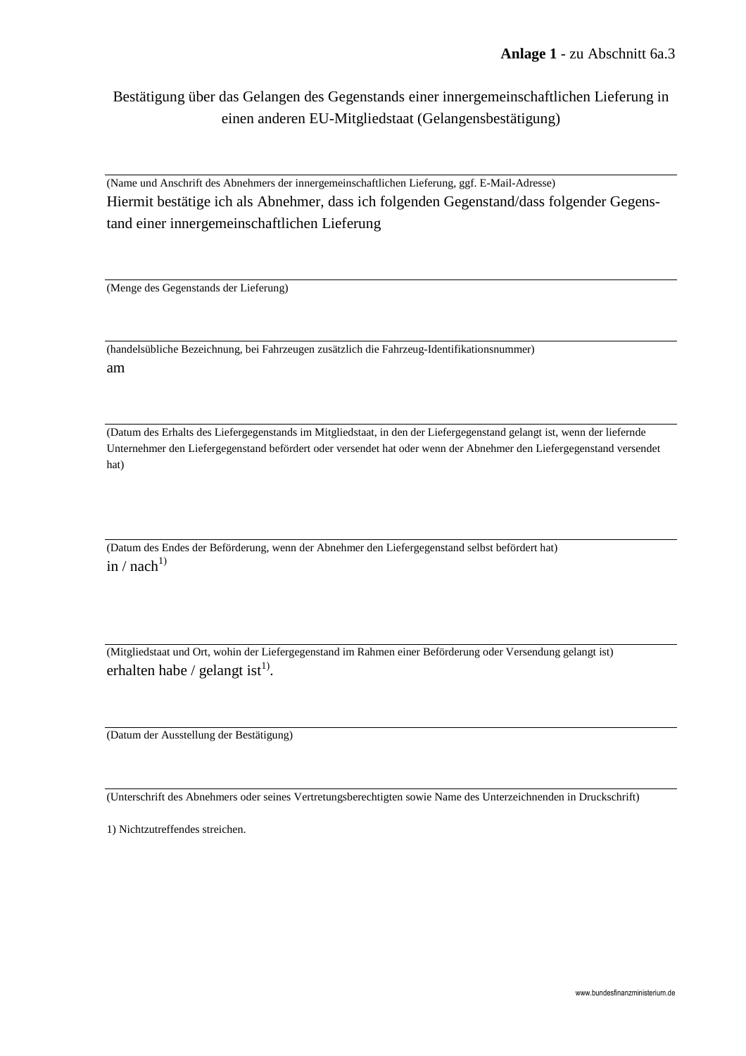**Anlage 1** - zu Abschnitt 6a.3

# Bestätigung über das Gelangen des Gegenstands einer innergemeinschaftlichen Lieferung in einen anderen EU-Mitgliedstaat (Gelangensbestätigung)

---

(Name und Anschrift des Abnehmers der innergemeinschaftlichen Lieferung, ggf. E-Mail-Adresse)

Hiermit bestätige ich als Abnehmer, dass ich folgenden Gegenstand/dass folgender Gegenstand einer innergemeinschaftlichen Lieferung

---

(Menge des Gegenstands der Lieferung)

---

(handelsübliche Bezeichnung, bei Fahrzeugen zusätzlich die Fahrzeug-Identifikationsnummer)

am

---

(Datum des Erhalts des Liefergegenstands im Mitgliedstaat, in den der Liefergegenstand gelangt ist, wenn der liefernde Unternehmer den Liefergegenstand befördert oder versendet hat oder wenn der Abnehmer den Liefergegenstand versendet hat)

---

(Datum des Endes der Beförderung, wenn der Abnehmer den Liefergegenstand selbst befördert hat)

in / nach[1)]

---

(Mitgliedstaat und Ort, wohin der Liefergegenstand im Rahmen einer Beförderung oder Versendung gelangt ist)

erhalten habe / gelangt ist[1)].

---

(Datum der Ausstellung der Bestätigung)

---

(Unterschrift des Abnehmers oder seines Vertretungsberechtigten sowie Name des Unterzeichnenden in Druckschrift)

1) Nichtzutreffendes streichen.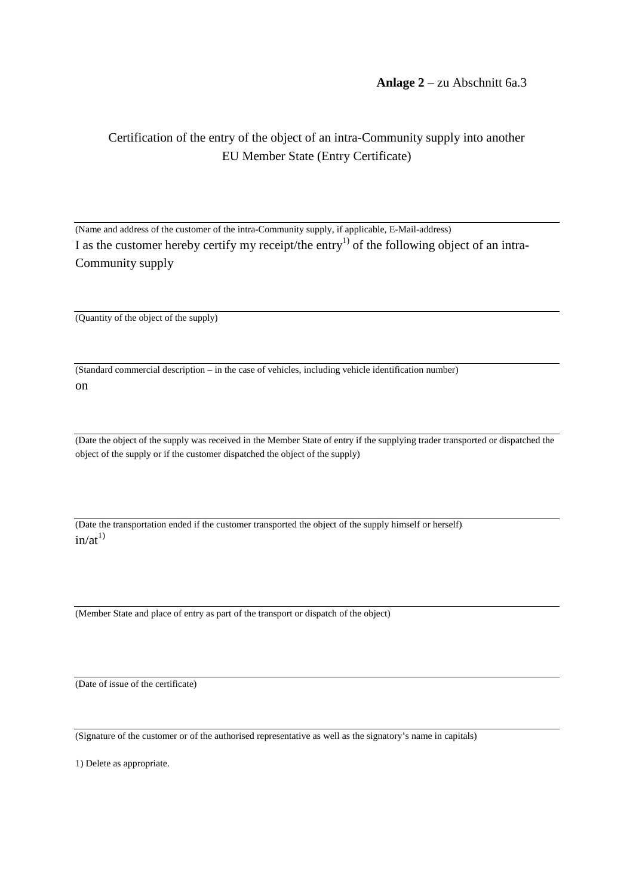**Anlage 2** – zu Abschnitt 6a.3

Certification of the entry of the object of an intra-Community supply into another EU Member State (Entry Certificate)

---

(Name and address of the customer of the intra-Community supply, if applicable, E-Mail-address)

I as the customer hereby certify my receipt/the entry[1)] of the following object of an intra-Community supply

---

(Quantity of the object of the supply)

---

(Standard commercial description – in the case of vehicles, including vehicle identification number)

on

---

(Date the object of the supply was received in the Member State of entry if the supplying trader transported or dispatched the object of the supply or if the customer dispatched the object of the supply)

---

(Date the transportation ended if the customer transported the object of the supply himself or herself)

in/at[1)]

---

(Member State and place of entry as part of the transport or dispatch of the object)

---

(Date of issue of the certificate)

---

(Signature of the customer or of the authorised representative as well as the signatory's name in capitals)

1) Delete as appropriate.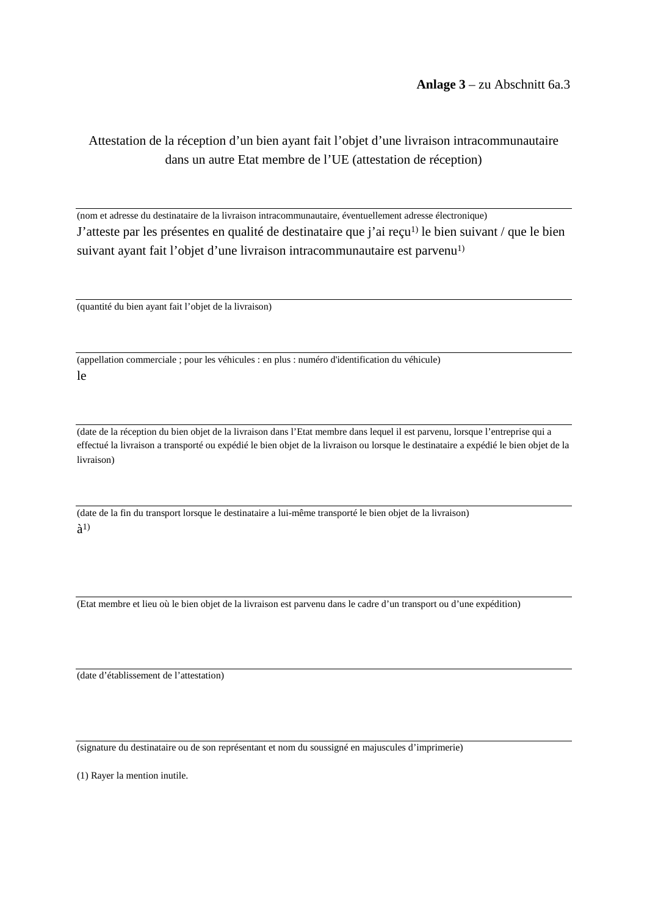**Anlage 3** – zu Abschnitt 6a.3

Attestation de la réception d’un bien ayant fait l’objet d’une livraison intracommunautaire dans un autre Etat membre de l’UE (attestation de réception)

---

(nom et adresse du destinataire de la livraison intracommunautaire, éventuellement adresse électronique)

J’atteste par les présentes en qualité de destinataire que j’ai reçu[1)] le bien suivant / que le bien suivant ayant fait l’objet d’une livraison intracommunautaire est parvenu[1)]

---

(quantité du bien ayant fait l’objet de la livraison)

---

(appellation commerciale ; pour les véhicules : en plus : numéro d'identification du véhicule)

le

---

(date de la réception du bien objet de la livraison dans l’Etat membre dans lequel il est parvenu, lorsque l’entreprise qui a effectué la livraison a transporté ou expédié le bien objet de la livraison ou lorsque le destinataire a expédié le bien objet de la livraison)

---

(date de la fin du transport lorsque le destinataire a lui-même transporté le bien objet de la livraison)

à[1)]

---

(Etat membre et lieu où le bien objet de la livraison est parvenu dans le cadre d’un transport ou d’une expédition)

---

(date d’établissement de l’attestation)

---

(signature du destinataire ou de son représentant et nom du soussigné en majuscules d’imprimerie)

(1) Rayer la mention inutile.